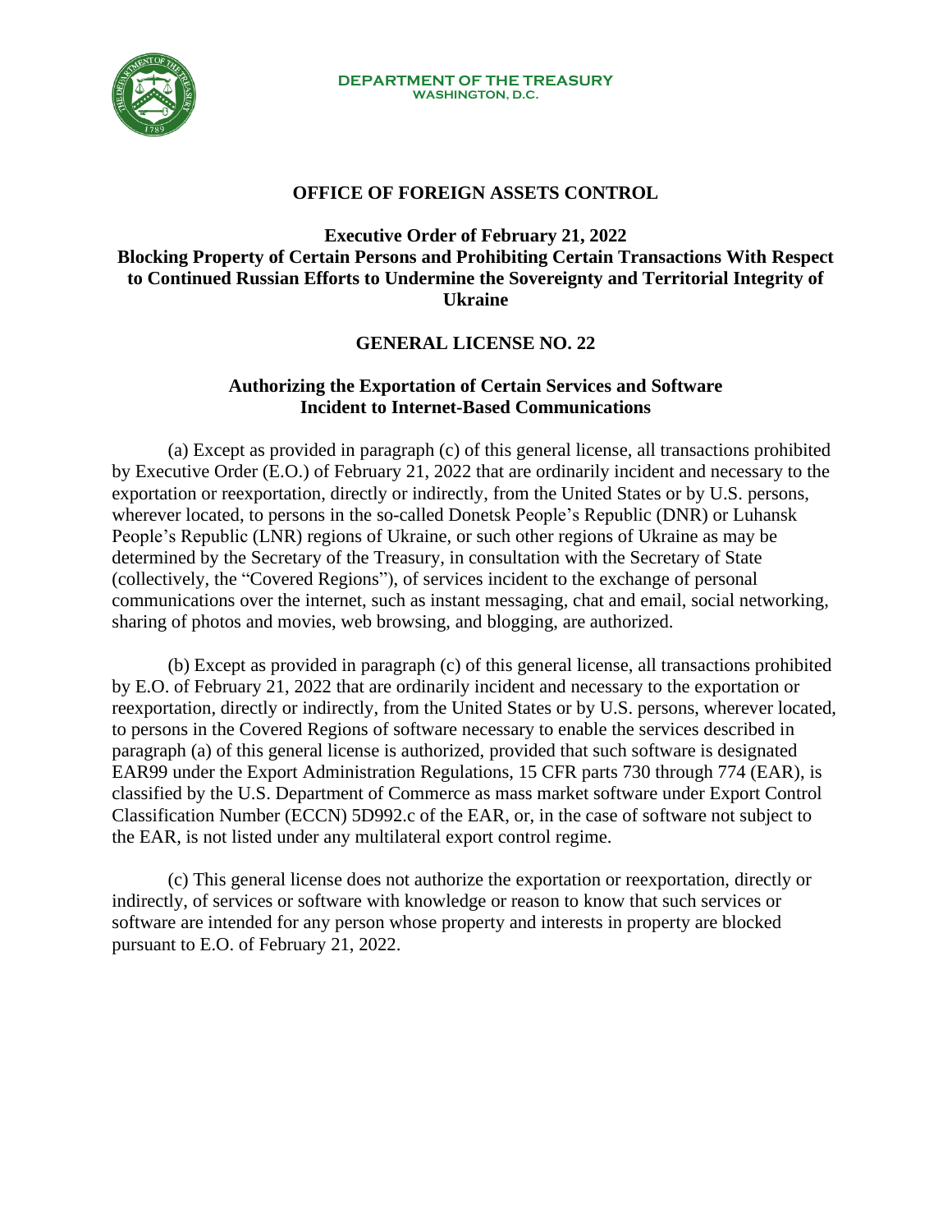**DEPARTMENT OF THE TREASURY**
**WASHINGTON, D.C.**

# OFFICE OF FOREIGN ASSETS CONTROL

## Executive Order of February 21, 2022 Blocking Property of Certain Persons and Prohibiting Certain Transactions With Respect to Continued Russian Efforts to Undermine the Sovereignty and Territorial Integrity of Ukraine

## GENERAL LICENSE NO. 22

### Authorizing the Exportation of Certain Services and Software Incident to Internet-Based Communications

(a) Except as provided in paragraph (c) of this general license, all transactions prohibited by Executive Order (E.O.) of February 21, 2022 that are ordinarily incident and necessary to the exportation or reexportation, directly or indirectly, from the United States or by U.S. persons, wherever located, to persons in the so-called Donetsk People's Republic (DNR) or Luhansk People's Republic (LNR) regions of Ukraine, or such other regions of Ukraine as may be determined by the Secretary of the Treasury, in consultation with the Secretary of State (collectively, the "Covered Regions"), of services incident to the exchange of personal communications over the internet, such as instant messaging, chat and email, social networking, sharing of photos and movies, web browsing, and blogging, are authorized.

(b) Except as provided in paragraph (c) of this general license, all transactions prohibited by E.O. of February 21, 2022 that are ordinarily incident and necessary to the exportation or reexportation, directly or indirectly, from the United States or by U.S. persons, wherever located, to persons in the Covered Regions of software necessary to enable the services described in paragraph (a) of this general license is authorized, provided that such software is designated EAR99 under the Export Administration Regulations, 15 CFR parts 730 through 774 (EAR), is classified by the U.S. Department of Commerce as mass market software under Export Control Classification Number (ECCN) 5D992.c of the EAR, or, in the case of software not subject to the EAR, is not listed under any multilateral export control regime.

(c) This general license does not authorize the exportation or reexportation, directly or indirectly, of services or software with knowledge or reason to know that such services or software are intended for any person whose property and interests in property are blocked pursuant to E.O. of February 21, 2022.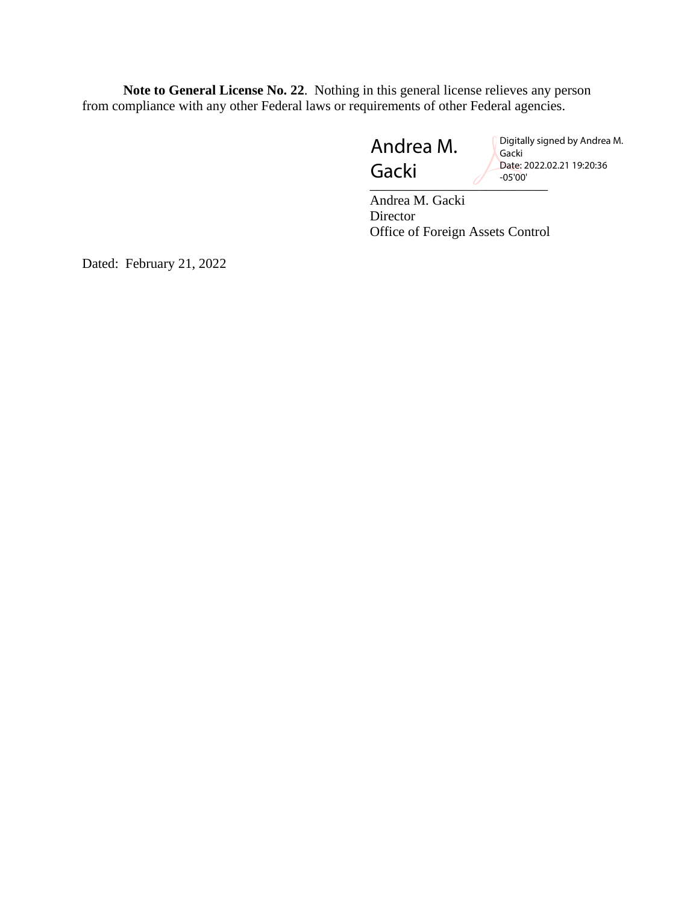**Note to General License No. 22**. Nothing in this general license relieves any person from compliance with any other Federal laws or requirements of other Federal agencies.

Andrea M. Gacki

Digitally signed by Andrea M. Gacki
Date: 2022.02.21 19:20:36 -05'00'

Andrea M. Gacki
Director
Office of Foreign Assets Control

Dated: February 21, 2022